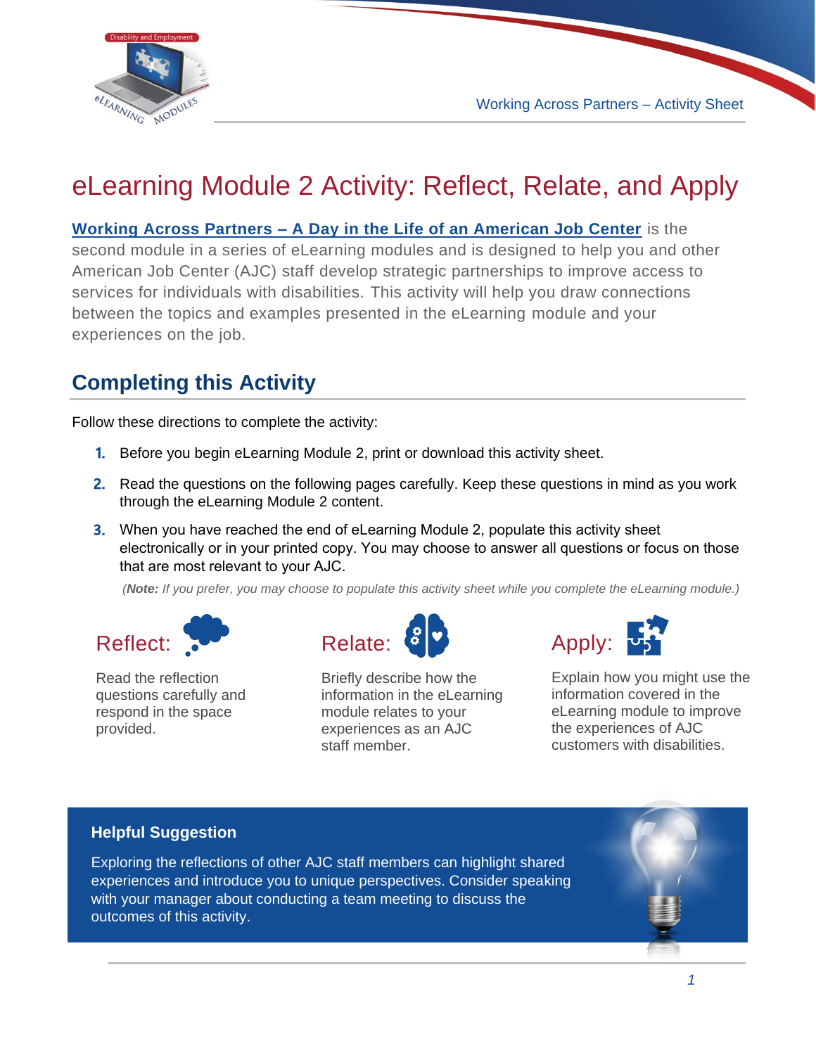# eLearning Module 2 Activity: Reflect, Relate, and Apply

**Working Across Partners – A Day in the Life of an American Job Center** is the second module in a series of eLearning modules and is designed to help you and other American Job Center (AJC) staff develop strategic partnerships to improve access to services for individuals with disabilities. This activity will help you draw connections between the topics and examples presented in the eLearning module and your experiences on the job.

## Completing this Activity

Follow these directions to complete the activity:

1. Before you begin eLearning Module 2, print or download this activity sheet.
2. Read the questions on the following pages carefully. Keep these questions in mind as you work through the eLearning Module 2 content.
3. When you have reached the end of eLearning Module 2, populate this activity sheet electronically or in your printed copy. You may choose to answer all questions or focus on those that are most relevant to your AJC.

*(**Note:** If you prefer, you may choose to populate this activity sheet while you complete the eLearning module.)*

**Reflect:** Read the reflection questions carefully and respond in the space provided.

**Relate:** Briefly describe how the information in the eLearning module relates to your experiences as an AJC staff member.

**Apply:** Explain how you might use the information covered in the eLearning module to improve the experiences of AJC customers with disabilities.

**Helpful Suggestion**

Exploring the reflections of other AJC staff members can highlight shared experiences and introduce you to unique perspectives. Consider speaking with your manager about conducting a team meeting to discuss the outcomes of this activity.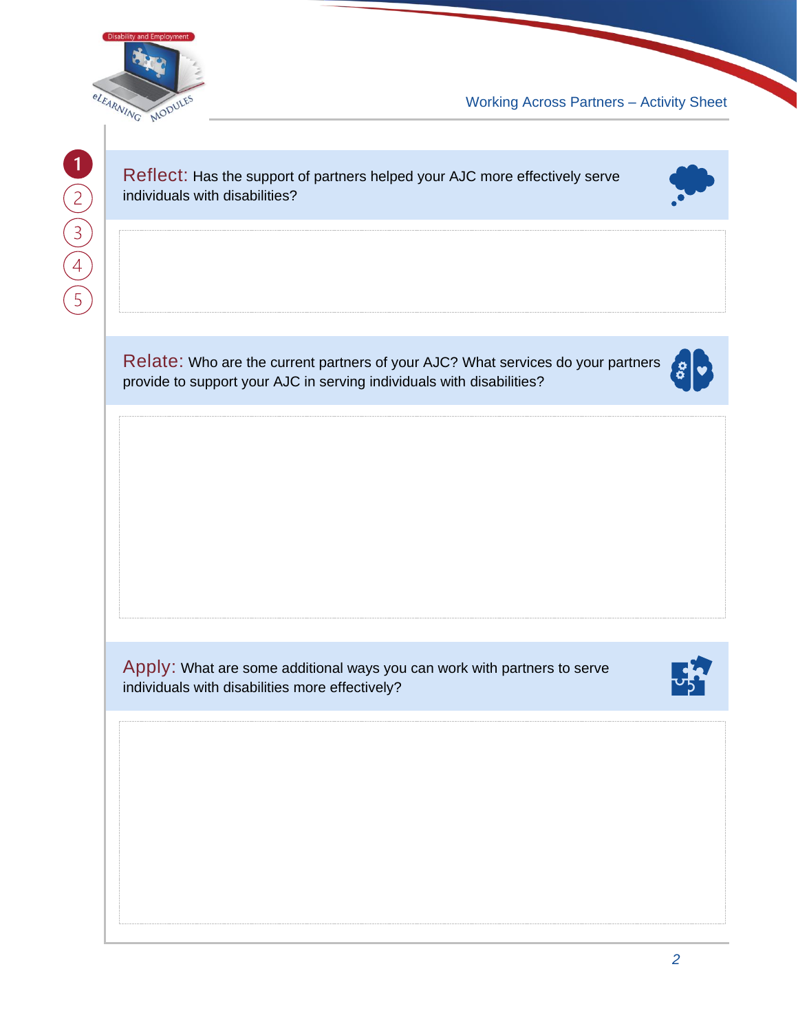**Reflect:** Has the support of partners helped your AJC more effectively serve individuals with disabilities?

**Relate:** Who are the current partners of your AJC? What services do your partners provide to support your AJC in serving individuals with disabilities?

**Apply:** What are some additional ways you can work with partners to serve individuals with disabilities more effectively?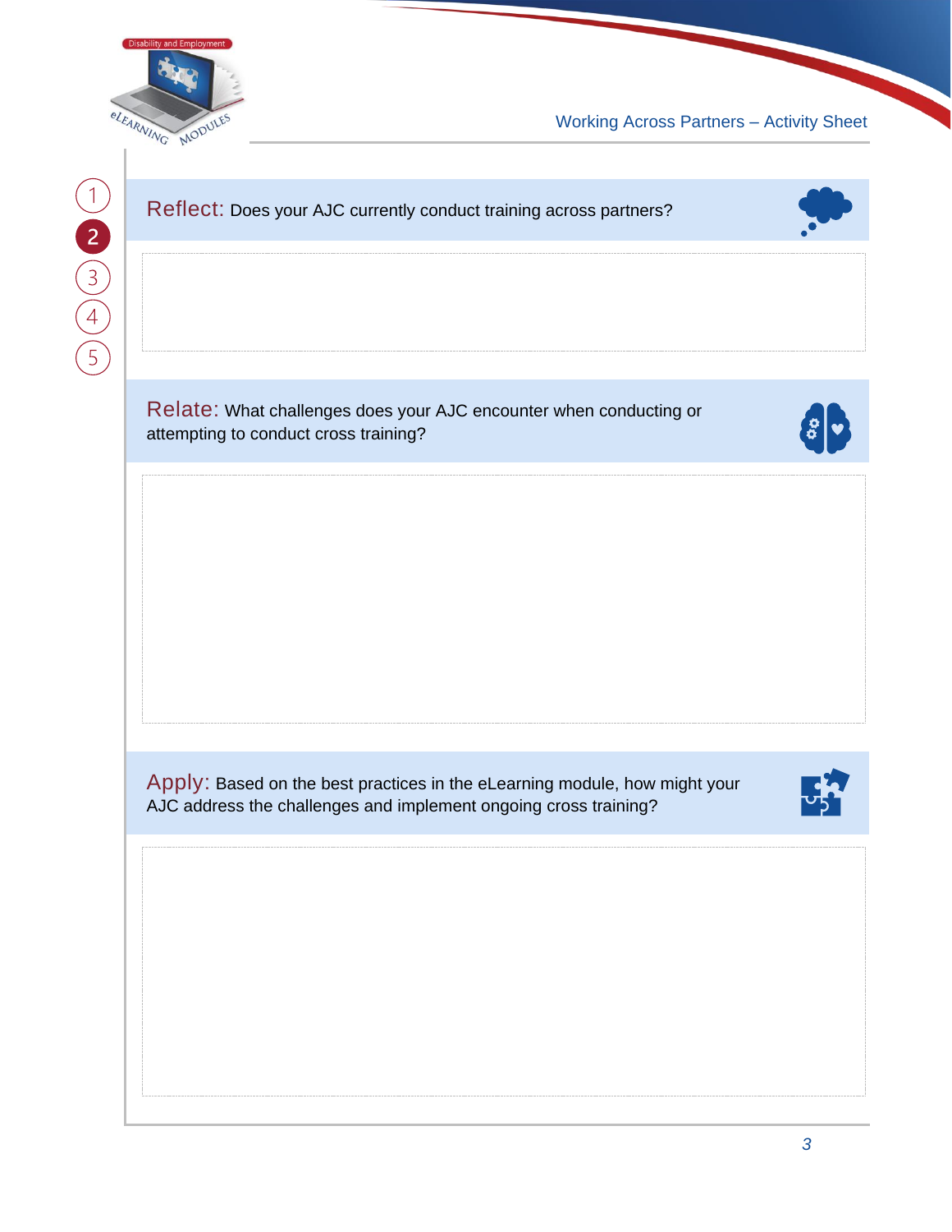**Reflect:** Does your AJC currently conduct training across partners?

**Relate:** What challenges does your AJC encounter when conducting or attempting to conduct cross training?

**Apply:** Based on the best practices in the eLearning module, how might your AJC address the challenges and implement ongoing cross training?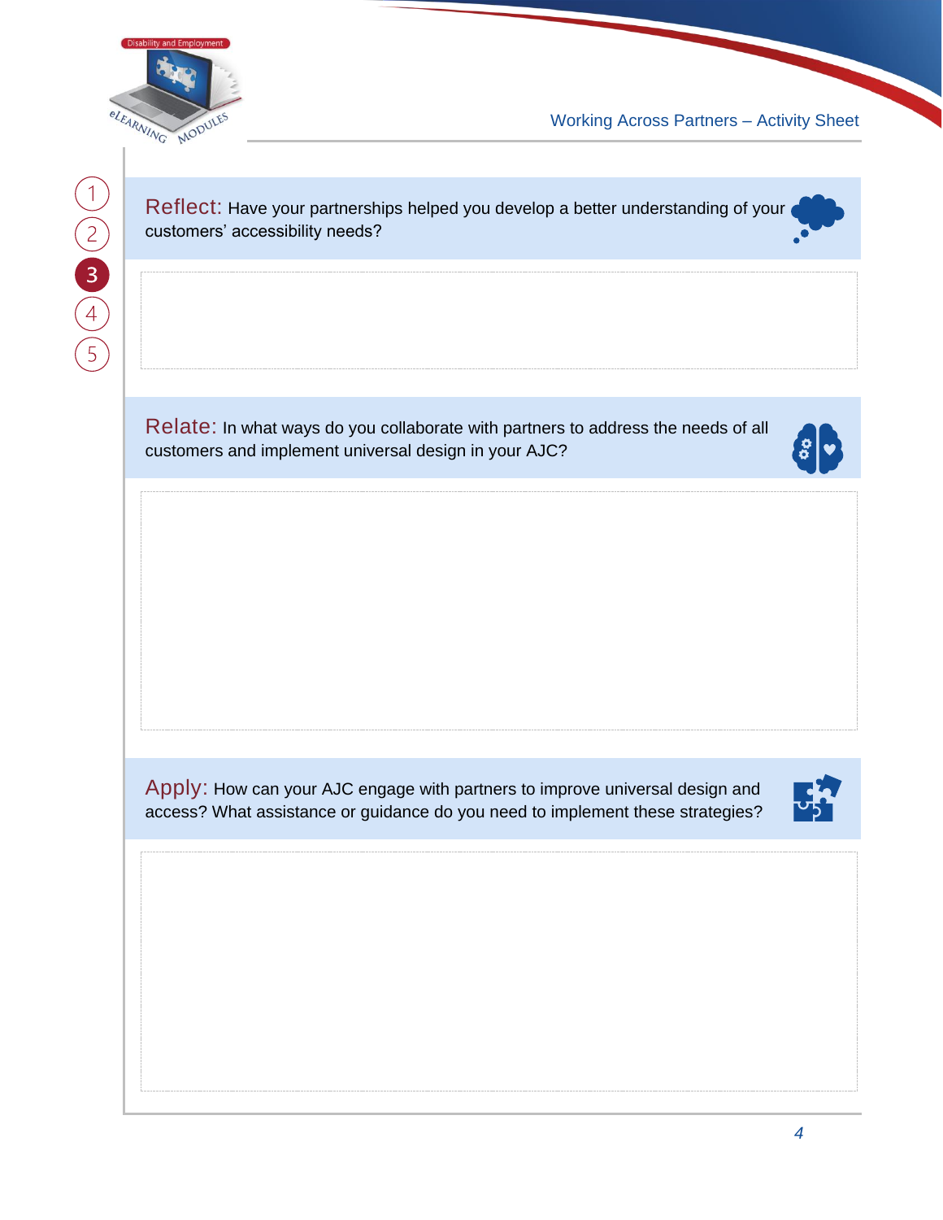**Reflect:** Have your partnerships helped you develop a better understanding of your customers' accessibility needs?

**Relate:** In what ways do you collaborate with partners to address the needs of all customers and implement universal design in your AJC?

**Apply:** How can your AJC engage with partners to improve universal design and access? What assistance or guidance do you need to implement these strategies?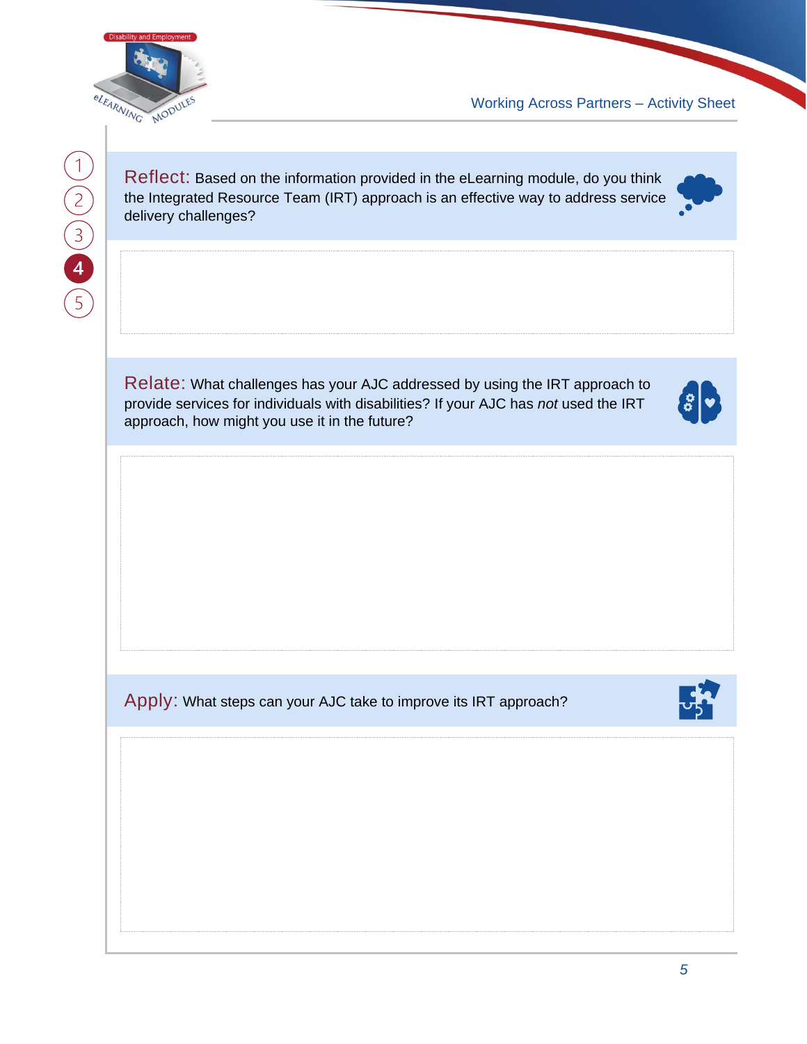**Reflect:** Based on the information provided in the eLearning module, do you think the Integrated Resource Team (IRT) approach is an effective way to address service delivery challenges?

**Relate:** What challenges has your AJC addressed by using the IRT approach to provide services for individuals with disabilities? If your AJC has *not* used the IRT approach, how might you use it in the future?

**Apply:** What steps can your AJC take to improve its IRT approach?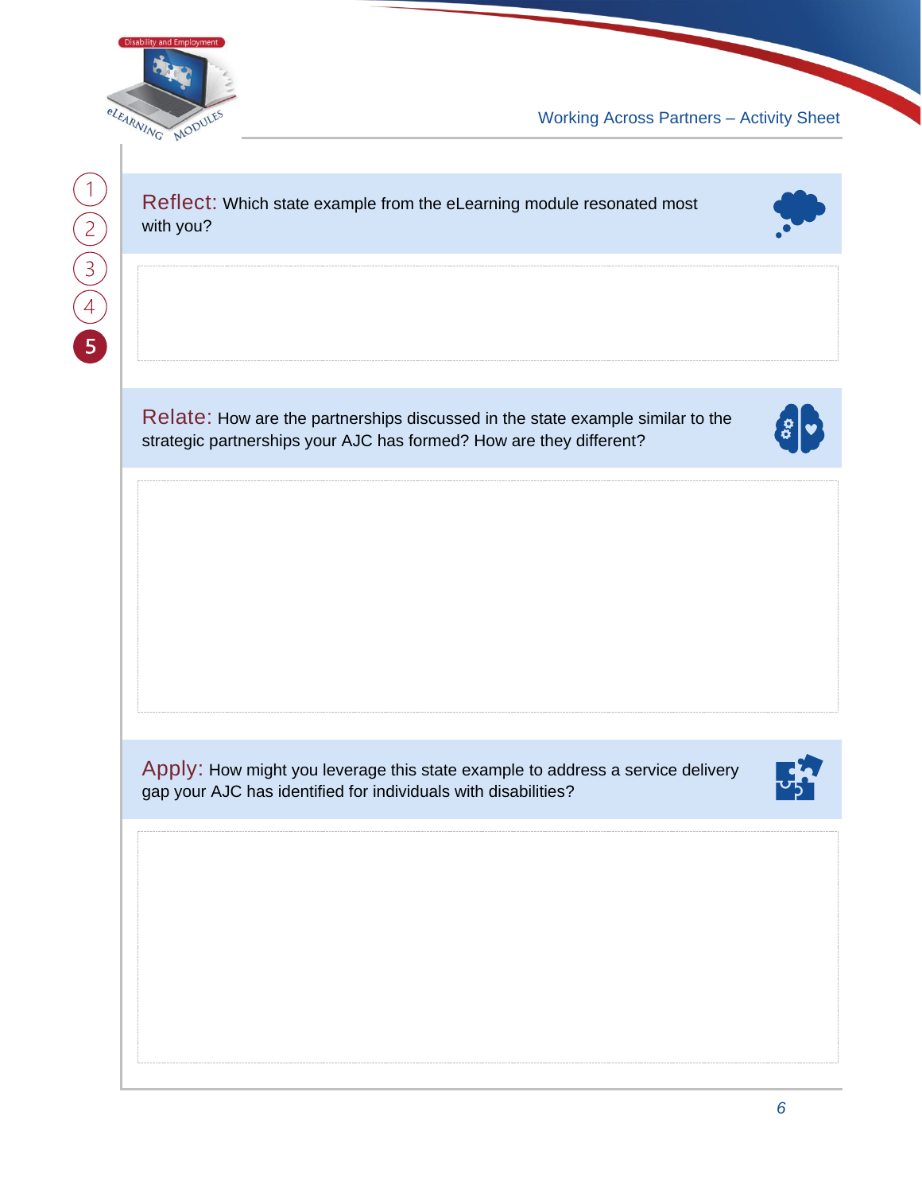**Reflect:** Which state example from the eLearning module resonated most with you?

**Relate:** How are the partnerships discussed in the state example similar to the strategic partnerships your AJC has formed? How are they different?

**Apply:** How might you leverage this state example to address a service delivery gap your AJC has identified for individuals with disabilities?